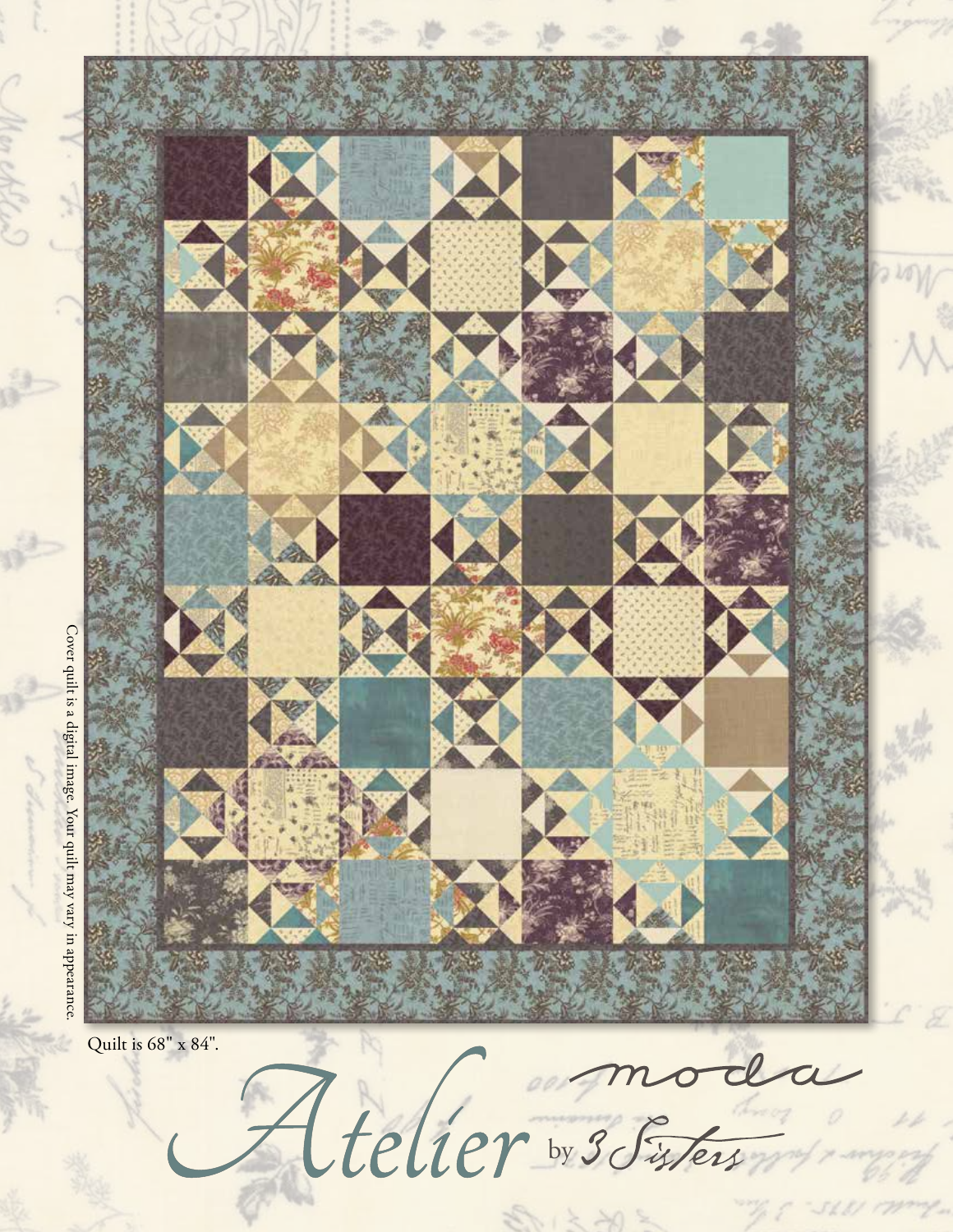Cover quilt is a digital image. Your quilt may vary in appearance.

Quilt is 68" x 84".

# Atelier by 3 Sisters

moda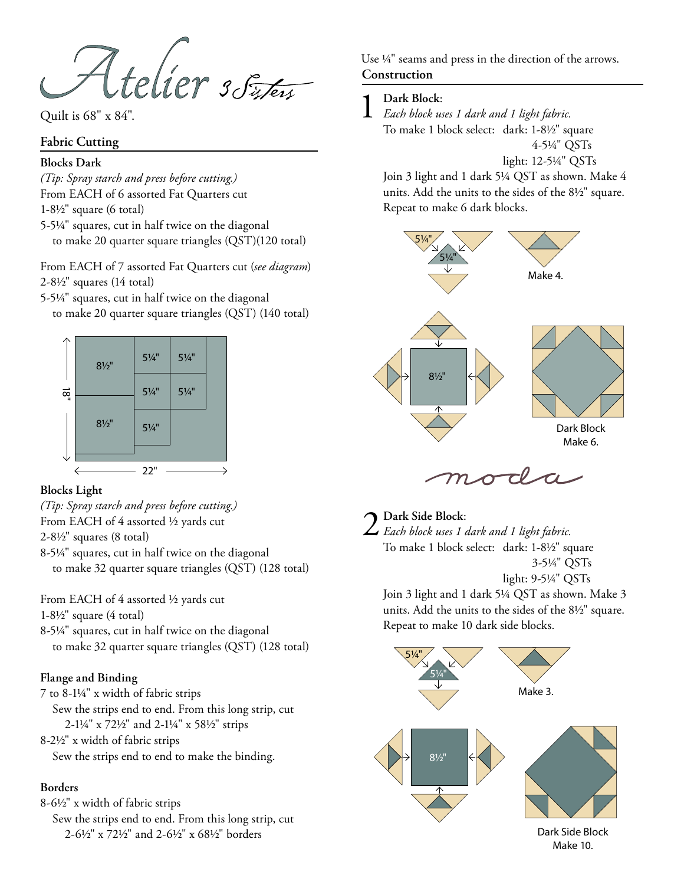# Atelier 3 Sisters

Quilt is 68" x 84".

## Fabric Cutting

### Blocks Dark

*(Tip: Spray starch and press before cutting.)*

From EACH of 6 assorted Fat Quarters cut
1-8½" square (6 total)
5-5¼" squares, cut in half twice on the diagonal
  to make 20 quarter square triangles (QST)(120 total)

From EACH of 7 assorted Fat Quarters cut (*see diagram*)
2-8½" squares (14 total)
5-5¼" squares, cut in half twice on the diagonal
  to make 20 quarter square triangles (QST) (140 total)

### Blocks Light

*(Tip: Spray starch and press before cutting.)*

From EACH of 4 assorted ½ yards cut
2-8½" squares (8 total)
8-5¼" squares, cut in half twice on the diagonal
  to make 32 quarter square triangles (QST) (128 total)

From EACH of 4 assorted ½ yards cut
1-8½" square (4 total)
8-5¼" squares, cut in half twice on the diagonal
  to make 32 quarter square triangles (QST) (128 total)

### Flange and Binding

7 to 8-1¼" x width of fabric strips
  Sew the strips end to end. From this long strip, cut
    2-1¼" x 72½" and 2-1¼" x 58½" strips
8-2½" x width of fabric strips
  Sew the strips end to end to make the binding.

### Borders

8-6½" x width of fabric strips
  Sew the strips end to end. From this long strip, cut
    2-6½" x 72½" and 2-6½" x 68½" borders

Use ¼" seams and press in the direction of the arrows.

## Construction

**1 Dark Block**:
*Each block uses 1 dark and 1 light fabric.*
To make 1 block select: dark: 1-8½" square
                4-5¼" QSTs
            light: 12-5¼" QSTs
Join 3 light and 1 dark 5¼ QST as shown. Make 4 units. Add the units to the sides of the 8½" square. Repeat to make 6 dark blocks.

Make 4.

Dark Block
Make 6.

**2 Dark Side Block**:
*Each block uses 1 dark and 1 light fabric.*
To make 1 block select: dark: 1-8½" square
                3-5¼" QSTs
            light: 9-5¼" QSTs
Join 3 light and 1 dark 5¼ QST as shown. Make 3 units. Add the units to the sides of the 8½" square. Repeat to make 10 dark side blocks.

Make 3.

Dark Side Block
Make 10.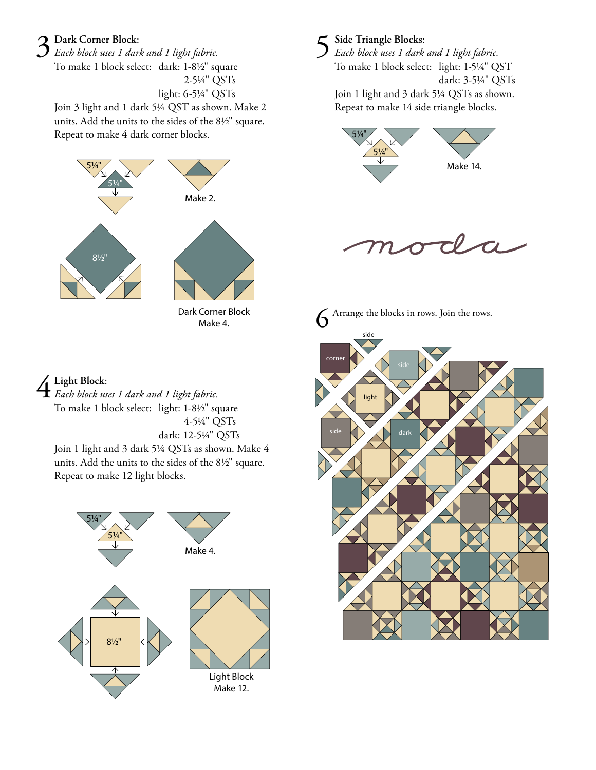## 3 Dark Corner Block:

*Each block uses 1 dark and 1 light fabric.*

To make 1 block select: dark: 1-8½" square
2-5¼" QSTs
light: 6-5¼" QSTs

Join 3 light and 1 dark 5¼ QST as shown. Make 2 units. Add the units to the sides of the 8½" square. Repeat to make 4 dark corner blocks.

5¼"
5¼"
Make 2.
8½"

Dark Corner Block
Make 4.

## 4 Light Block:

*Each block uses 1 dark and 1 light fabric.*

To make 1 block select: light: 1-8½" square
4-5¼" QSTs
dark: 12-5¼" QSTs

Join 1 light and 3 dark 5¼ QSTs as shown. Make 4 units. Add the units to the sides of the 8½" square. Repeat to make 12 light blocks.

5¼"
5¼"
Make 4.
8½"

Light Block
Make 12.

## 5 Side Triangle Blocks:

*Each block uses 1 dark and 1 light fabric.*

To make 1 block select: light: 1-5¼" QST
dark: 3-5¼" QSTs

Join 1 light and 3 dark 5¼ QSTs as shown. Repeat to make 14 side triangle blocks.

5¼"
5¼"
Make 14.

moda

## 6 Arrange the blocks in rows. Join the rows.

side
corner
side
light
side
dark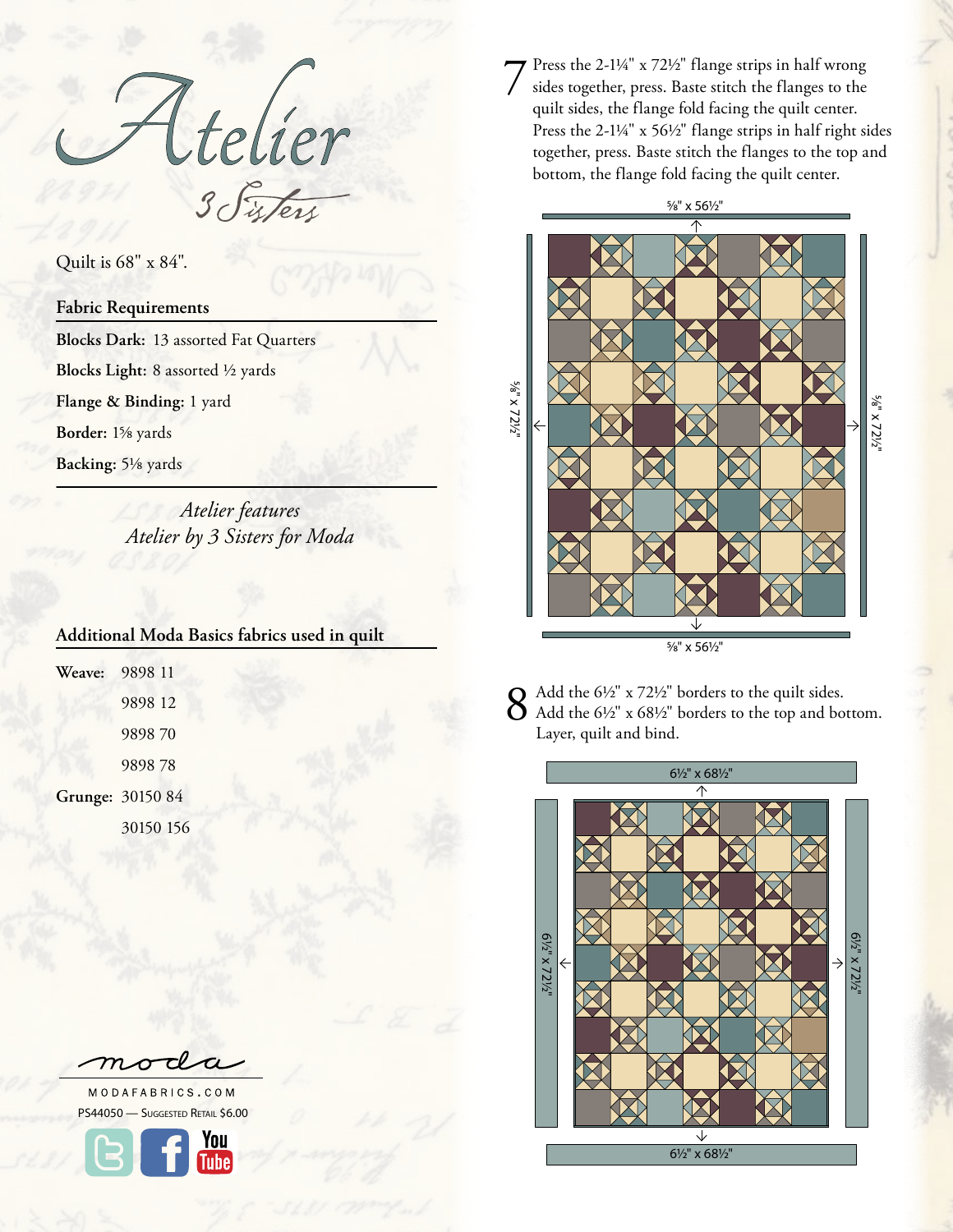# Atelier

3 Sisters

Quilt is 68" x 84".

## Fabric Requirements

**Blocks Dark:** 13 assorted Fat Quarters

**Blocks Light:** 8 assorted ½ yards

**Flange & Binding:** 1 yard

**Border:** 1⅞ yards

**Backing:** 5⅛ yards

*Atelier features*
*Atelier by 3 Sisters for Moda*

## Additional Moda Basics fabrics used in quilt

**Weave:** 9898 11
9898 12
9898 70
9898 78

**Grunge:** 30150 84
30150 156

moda

MODAFABRICS.COM

PS44050 — Suggested Retail $6.00

7 Press the 2-1¼" x 72½" flange strips in half wrong sides together, press. Baste stitch the flanges to the quilt sides, the flange fold facing the quilt center. Press the 2-1¼" x 56½" flange strips in half right sides together, press. Baste stitch the flanges to the top and bottom, the flange fold facing the quilt center.

⅝" x 56½"

⅝" x 72½"

⅝" x 72½"

⅝" x 56½"

8 Add the 6½" x 72½" borders to the quilt sides. Add the 6½" x 68½" borders to the top and bottom. Layer, quilt and bind.

6½" x 68½"

6½" x 72½"

6½" x 72½"

6½" x 68½"